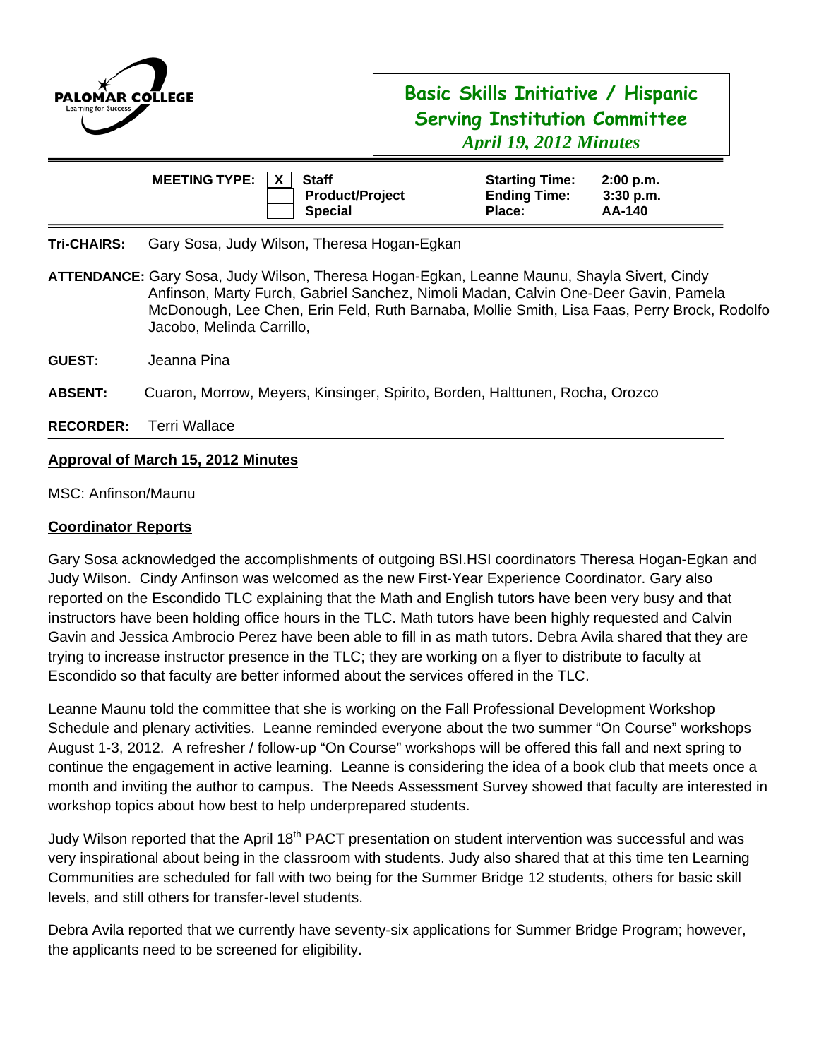PALOMAR COLLEGE
Learning for Success

# Basic Skills Initiative / Hispanic Serving Institution Committee

*April 19, 2012 Minutes*

| MEETING TYPE: | X | Staff | Starting Time: | 2:00 p.m. |
|---|---|---|---|---|
| | | Product/Project | Ending Time: | 3:30 p.m. |
| | | Special | Place: | AA-140 |

**Tri-CHAIRS:** Gary Sosa, Judy Wilson, Theresa Hogan-Egkan

**ATTENDANCE:** Gary Sosa, Judy Wilson, Theresa Hogan-Egkan, Leanne Maunu, Shayla Sivert, Cindy Anfinson, Marty Furch, Gabriel Sanchez, Nimoli Madan, Calvin One-Deer Gavin, Pamela McDonough, Lee Chen, Erin Feld, Ruth Barnaba, Mollie Smith, Lisa Faas, Perry Brock, Rodolfo Jacobo, Melinda Carrillo,

**GUEST:** Jeanna Pina

**ABSENT:** Cuaron, Morrow, Meyers, Kinsinger, Spirito, Borden, Halttunen, Rocha, Orozco

**RECORDER:** Terri Wallace

## Approval of March 15, 2012 Minutes

MSC: Anfinson/Maunu

## Coordinator Reports

Gary Sosa acknowledged the accomplishments of outgoing BSI.HSI coordinators Theresa Hogan-Egkan and Judy Wilson. Cindy Anfinson was welcomed as the new First-Year Experience Coordinator. Gary also reported on the Escondido TLC explaining that the Math and English tutors have been very busy and that instructors have been holding office hours in the TLC. Math tutors have been highly requested and Calvin Gavin and Jessica Ambrocio Perez have been able to fill in as math tutors. Debra Avila shared that they are trying to increase instructor presence in the TLC; they are working on a flyer to distribute to faculty at Escondido so that faculty are better informed about the services offered in the TLC.

Leanne Maunu told the committee that she is working on the Fall Professional Development Workshop Schedule and plenary activities. Leanne reminded everyone about the two summer "On Course" workshops August 1-3, 2012. A refresher / follow-up "On Course" workshops will be offered this fall and next spring to continue the engagement in active learning. Leanne is considering the idea of a book club that meets once a month and inviting the author to campus. The Needs Assessment Survey showed that faculty are interested in workshop topics about how best to help underprepared students.

Judy Wilson reported that the April 18th PACT presentation on student intervention was successful and was very inspirational about being in the classroom with students. Judy also shared that at this time ten Learning Communities are scheduled for fall with two being for the Summer Bridge 12 students, others for basic skill levels, and still others for transfer-level students.

Debra Avila reported that we currently have seventy-six applications for Summer Bridge Program; however, the applicants need to be screened for eligibility.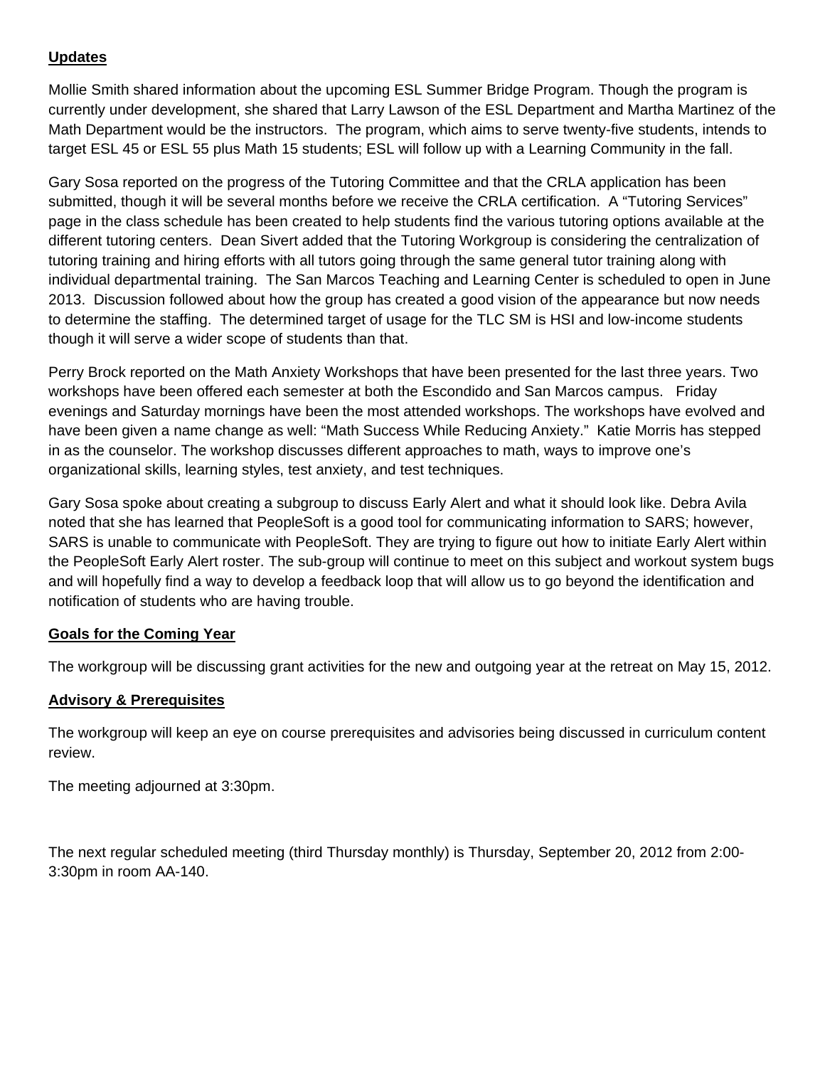## Updates

Mollie Smith shared information about the upcoming ESL Summer Bridge Program. Though the program is currently under development, she shared that Larry Lawson of the ESL Department and Martha Martinez of the Math Department would be the instructors. The program, which aims to serve twenty-five students, intends to target ESL 45 or ESL 55 plus Math 15 students; ESL will follow up with a Learning Community in the fall.

Gary Sosa reported on the progress of the Tutoring Committee and that the CRLA application has been submitted, though it will be several months before we receive the CRLA certification. A "Tutoring Services" page in the class schedule has been created to help students find the various tutoring options available at the different tutoring centers. Dean Sivert added that the Tutoring Workgroup is considering the centralization of tutoring training and hiring efforts with all tutors going through the same general tutor training along with individual departmental training. The San Marcos Teaching and Learning Center is scheduled to open in June 2013. Discussion followed about how the group has created a good vision of the appearance but now needs to determine the staffing. The determined target of usage for the TLC SM is HSI and low-income students though it will serve a wider scope of students than that.

Perry Brock reported on the Math Anxiety Workshops that have been presented for the last three years. Two workshops have been offered each semester at both the Escondido and San Marcos campus. Friday evenings and Saturday mornings have been the most attended workshops. The workshops have evolved and have been given a name change as well: "Math Success While Reducing Anxiety." Katie Morris has stepped in as the counselor. The workshop discusses different approaches to math, ways to improve one's organizational skills, learning styles, test anxiety, and test techniques.

Gary Sosa spoke about creating a subgroup to discuss Early Alert and what it should look like. Debra Avila noted that she has learned that PeopleSoft is a good tool for communicating information to SARS; however, SARS is unable to communicate with PeopleSoft. They are trying to figure out how to initiate Early Alert within the PeopleSoft Early Alert roster. The sub-group will continue to meet on this subject and workout system bugs and will hopefully find a way to develop a feedback loop that will allow us to go beyond the identification and notification of students who are having trouble.

## Goals for the Coming Year

The workgroup will be discussing grant activities for the new and outgoing year at the retreat on May 15, 2012.

## Advisory & Prerequisites

The workgroup will keep an eye on course prerequisites and advisories being discussed in curriculum content review.

The meeting adjourned at 3:30pm.

The next regular scheduled meeting (third Thursday monthly) is Thursday, September 20, 2012 from 2:00-3:30pm in room AA-140.